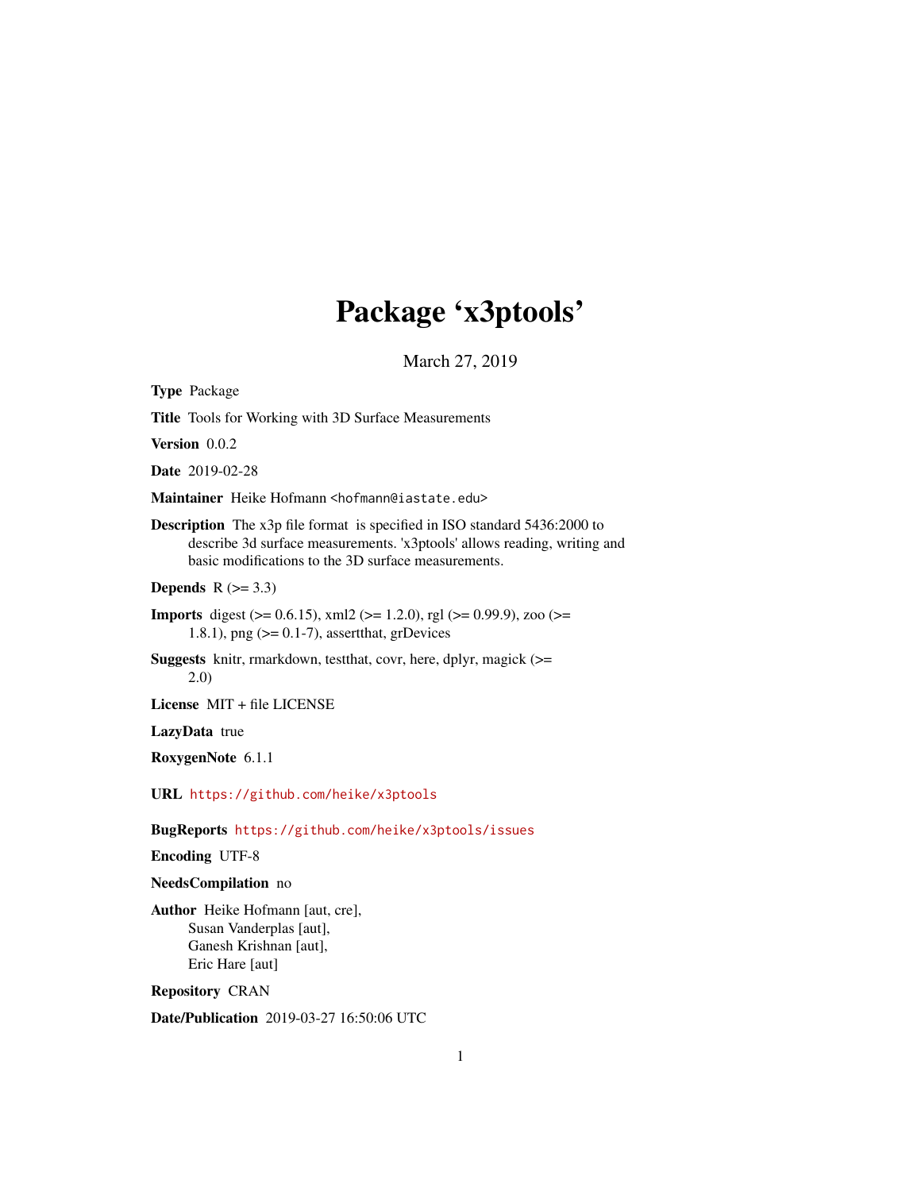# Package 'x3ptools'

March 27, 2019

**Type** Package

**Title** Tools for Working with 3D Surface Measurements

**Version** 0.0.2

**Date** 2019-02-28

**Maintainer** Heike Hofmann <hofmann@iastate.edu>

**Description** The x3p file format is specified in ISO standard 5436:2000 to describe 3d surface measurements. 'x3ptools' allows reading, writing and basic modifications to the 3D surface measurements.

**Depends** R (>= 3.3)

**Imports** digest (>= 0.6.15), xml2 (>= 1.2.0), rgl (>= 0.99.9), zoo (>= 1.8.1), png (>= 0.1-7), assertthat, grDevices

**Suggests** knitr, rmarkdown, testthat, covr, here, dplyr, magick (>= 2.0)

**License** MIT + file LICENSE

**LazyData** true

**RoxygenNote** 6.1.1

**URL** https://github.com/heike/x3ptools

**BugReports** https://github.com/heike/x3ptools/issues

**Encoding** UTF-8

**NeedsCompilation** no

**Author** Heike Hofmann [aut, cre], Susan Vanderplas [aut], Ganesh Krishnan [aut], Eric Hare [aut]

**Repository** CRAN

**Date/Publication** 2019-03-27 16:50:06 UTC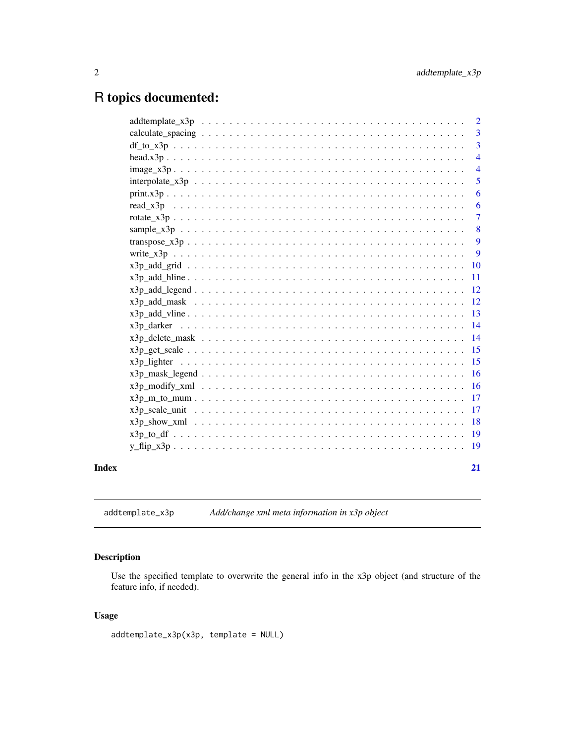# R topics documented:

| | |
|---|---|
| addtemplate_x3p | 2 |
| calculate_spacing | 3 |
| df_to_x3p | 3 |
| head.x3p | 4 |
| image_x3p | 4 |
| interpolate_x3p | 5 |
| print.x3p | 6 |
| read_x3p | 6 |
| rotate_x3p | 7 |
| sample_x3p | 8 |
| transpose_x3p | 9 |
| write_x3p | 9 |
| x3p_add_grid | 10 |
| x3p_add_hline | 11 |
| x3p_add_legend | 12 |
| x3p_add_mask | 12 |
| x3p_add_vline | 13 |
| x3p_darker | 14 |
| x3p_delete_mask | 14 |
| x3p_get_scale | 15 |
| x3p_lighter | 15 |
| x3p_mask_legend | 16 |
| x3p_modify_xml | 16 |
| x3p_m_to_mum | 17 |
| x3p_scale_unit | 17 |
| x3p_show_xml | 18 |
| x3p_to_df | 19 |
| y_flip_x3p | 19 |

**Index** **21**

---

`addtemplate_x3p` *Add/change xml meta information in x3p object*

---

### Description

Use the specified template to overwrite the general info in the x3p object (and structure of the feature info, if needed).

### Usage

```
addtemplate_x3p(x3p, template = NULL)
```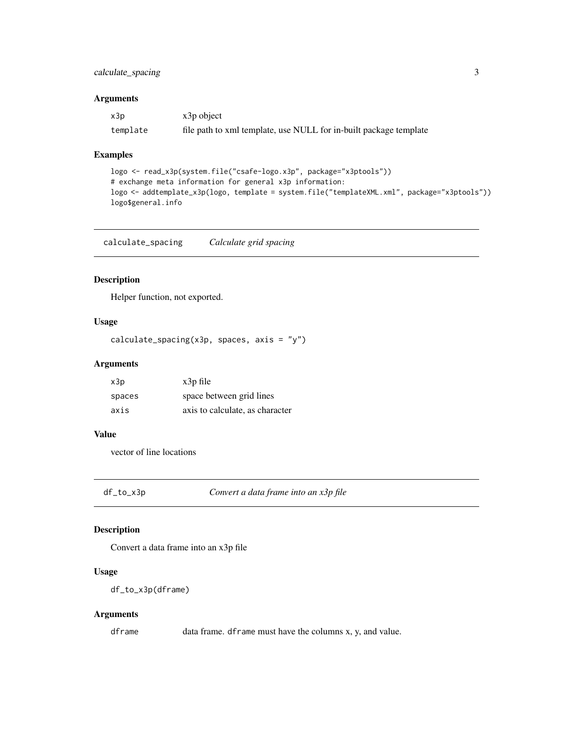### Arguments

| | |
|---|---|
| x3p | x3p object |
| template | file path to xml template, use NULL for in-built package template |

### Examples

```
logo <- read_x3p(system.file("csafe-logo.x3p", package="x3ptools"))
# exchange meta information for general x3p information:
logo <- addtemplate_x3p(logo, template = system.file("templateXML.xml", package="x3ptools"))
logo$general.info
```

---

## calculate_spacing *Calculate grid spacing*

### Description

Helper function, not exported.

### Usage

```
calculate_spacing(x3p, spaces, axis = "y")
```

### Arguments

| | |
|---|---|
| x3p | x3p file |
| spaces | space between grid lines |
| axis | axis to calculate, as character |

### Value

vector of line locations

---

## df_to_x3p *Convert a data frame into an x3p file*

### Description

Convert a data frame into an x3p file

### Usage

```
df_to_x3p(dframe)
```

### Arguments

| | |
|---|---|
| dframe | data frame. dframe must have the columns x, y, and value. |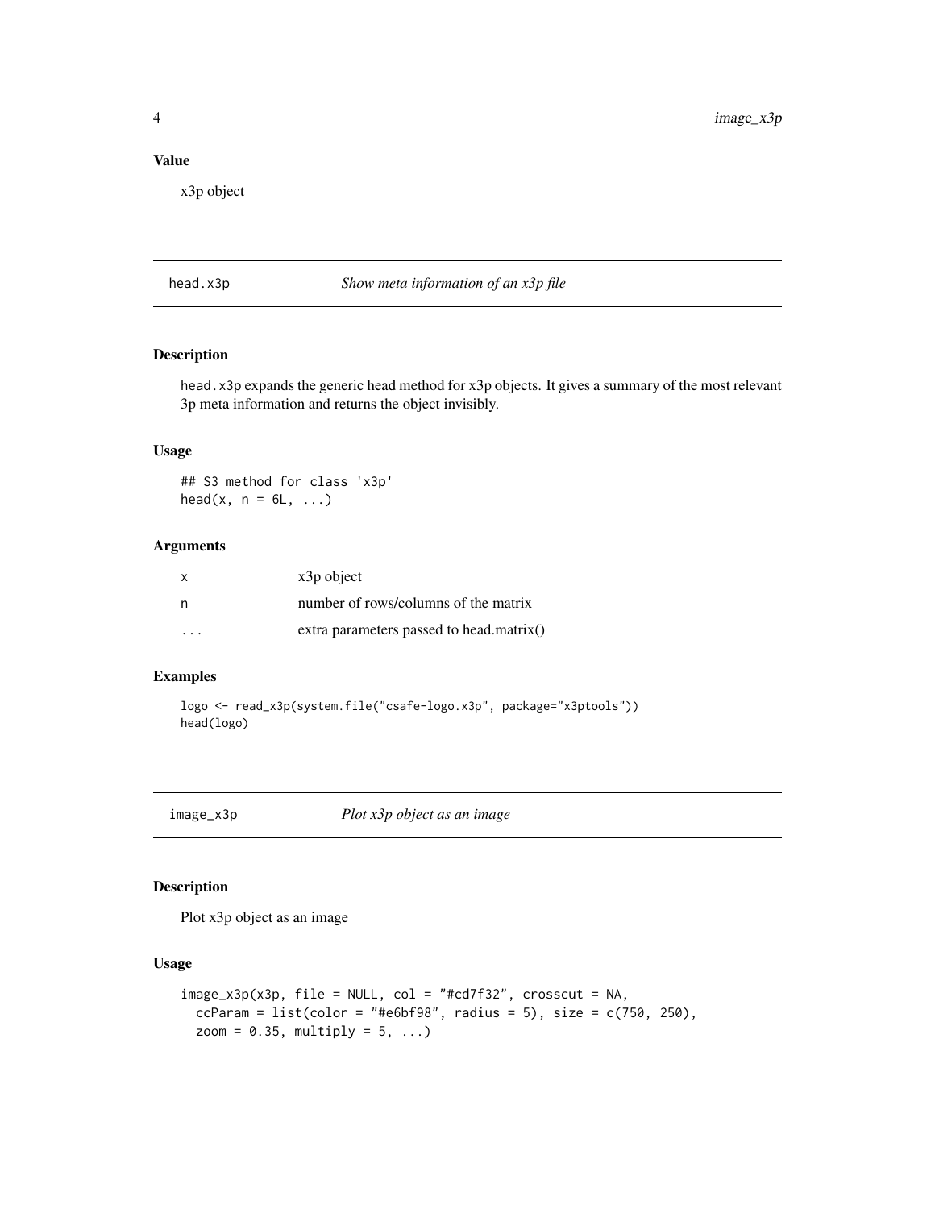### Value

x3p object

## head.x3p — *Show meta information of an x3p file*

### Description

head.x3p expands the generic head method for x3p objects. It gives a summary of the most relevant 3p meta information and returns the object invisibly.

### Usage

```
## S3 method for class 'x3p'
head(x, n = 6L, ...)
```

### Arguments

| | |
|---|---|
| x | x3p object |
| n | number of rows/columns of the matrix |
| ... | extra parameters passed to head.matrix() |

### Examples

```
logo <- read_x3p(system.file("csafe-logo.x3p", package="x3ptools"))
head(logo)
```

## image_x3p — *Plot x3p object as an image*

### Description

Plot x3p object as an image

### Usage

```
image_x3p(x3p, file = NULL, col = "#cd7f32", crosscut = NA,
  ccParam = list(color = "#e6bf98", radius = 5), size = c(750, 250),
  zoom = 0.35, multiply = 5, ...)
```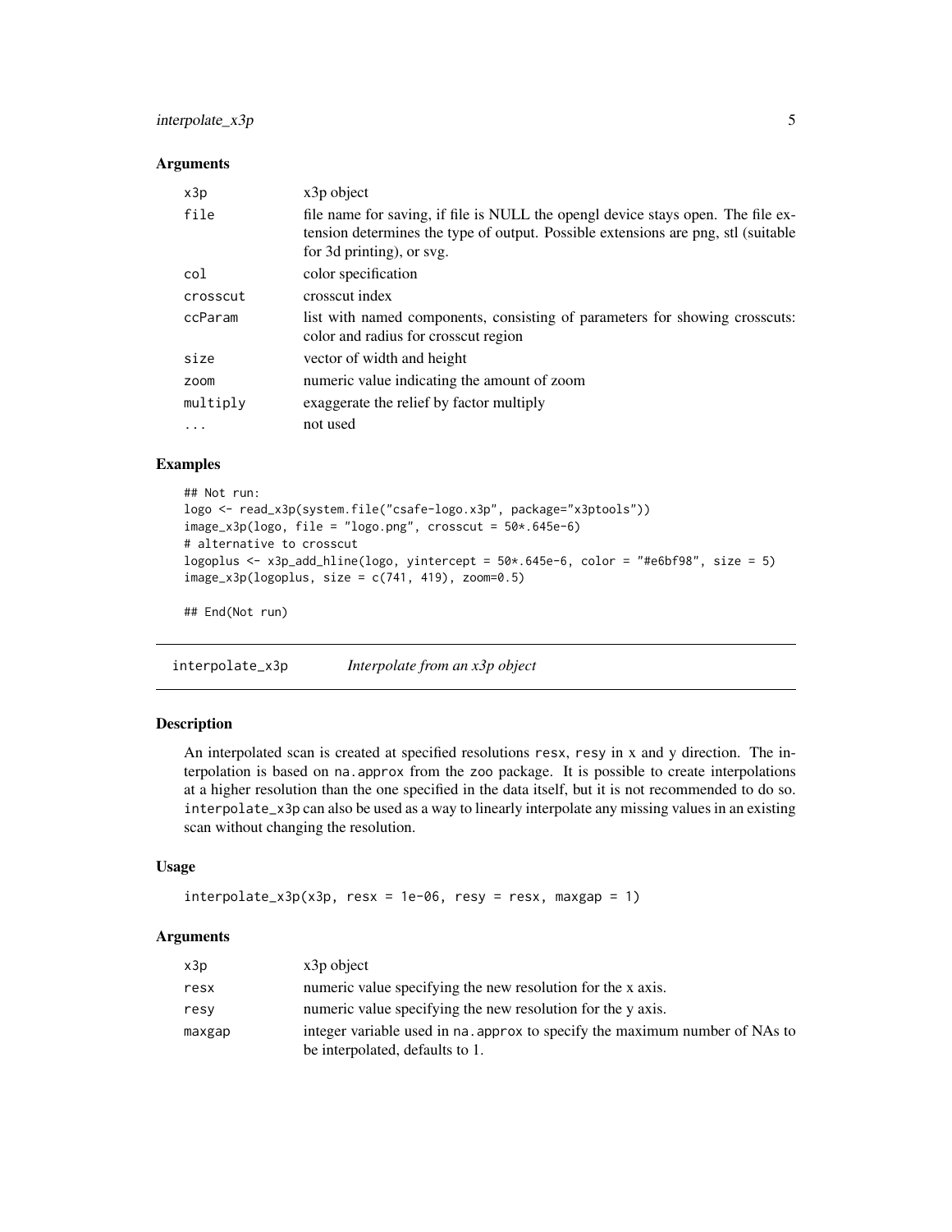### Arguments

| | |
|---|---|
| x3p | x3p object |
| file | file name for saving, if file is NULL the opengl device stays open. The file extension determines the type of output. Possible extensions are png, stl (suitable for 3d printing), or svg. |
| col | color specification |
| crosscut | crosscut index |
| ccParam | list with named components, consisting of parameters for showing crosscuts: color and radius for crosscut region |
| size | vector of width and height |
| zoom | numeric value indicating the amount of zoom |
| multiply | exaggerate the relief by factor multiply |
| ... | not used |

### Examples

```
## Not run:
logo <- read_x3p(system.file("csafe-logo.x3p", package="x3ptools"))
image_x3p(logo, file = "logo.png", crosscut = 50*.645e-6)
# alternative to crosscut
logoplus <- x3p_add_hline(logo, yintercept = 50*.645e-6, color = "#e6bf98", size = 5)
image_x3p(logoplus, size = c(741, 419), zoom=0.5)

## End(Not run)
```

## interpolate_x3p    *Interpolate from an x3p object*

### Description

An interpolated scan is created at specified resolutions resx, resy in x and y direction. The interpolation is based on na.approx from the zoo package. It is possible to create interpolations at a higher resolution than the one specified in the data itself, but it is not recommended to do so. interpolate_x3p can also be used as a way to linearly interpolate any missing values in an existing scan without changing the resolution.

### Usage

```
interpolate_x3p(x3p, resx = 1e-06, resy = resx, maxgap = 1)
```

### Arguments

| | |
|---|---|
| x3p | x3p object |
| resx | numeric value specifying the new resolution for the x axis. |
| resy | numeric value specifying the new resolution for the y axis. |
| maxgap | integer variable used in na.approx to specify the maximum number of NAs to be interpolated, defaults to 1. |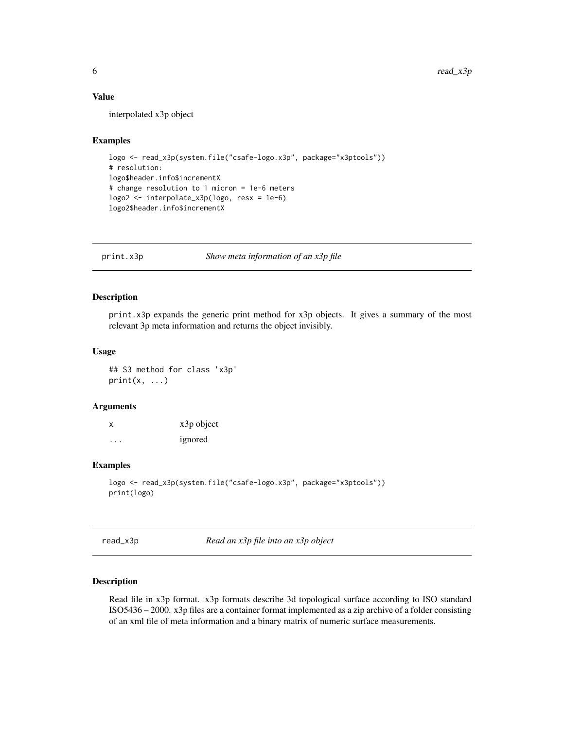### Value

interpolated x3p object

### Examples

```
logo <- read_x3p(system.file("csafe-logo.x3p", package="x3ptools"))
# resolution:
logo$header.info$incrementX
# change resolution to 1 micron = 1e-6 meters
logo2 <- interpolate_x3p(logo, resx = 1e-6)
logo2$header.info$incrementX
```

---

## print.x3p — *Show meta information of an x3p file*

### Description

print.x3p expands the generic print method for x3p objects. It gives a summary of the most relevant 3p meta information and returns the object invisibly.

### Usage

```
## S3 method for class 'x3p'
print(x, ...)
```

### Arguments

| | |
|---|---|
| x | x3p object |
| ... | ignored |

### Examples

```
logo <- read_x3p(system.file("csafe-logo.x3p", package="x3ptools"))
print(logo)
```

---

## read_x3p — *Read an x3p file into an x3p object*

### Description

Read file in x3p format. x3p formats describe 3d topological surface according to ISO standard ISO5436 – 2000. x3p files are a container format implemented as a zip archive of a folder consisting of an xml file of meta information and a binary matrix of numeric surface measurements.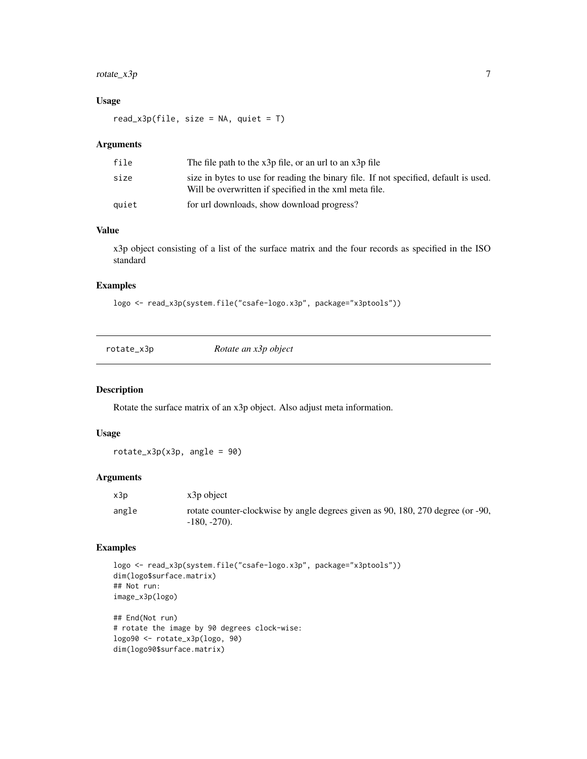### Usage

```
read_x3p(file, size = NA, quiet = T)
```

### Arguments

| | |
|---|---|
| file | The file path to the x3p file, or an url to an x3p file |
| size | size in bytes to use for reading the binary file. If not specified, default is used. Will be overwritten if specified in the xml meta file. |
| quiet | for url downloads, show download progress? |

### Value

x3p object consisting of a list of the surface matrix and the four records as specified in the ISO standard

### Examples

```
logo <- read_x3p(system.file("csafe-logo.x3p", package="x3ptools"))
```

---

## rotate_x3p — *Rotate an x3p object*

### Description

Rotate the surface matrix of an x3p object. Also adjust meta information.

### Usage

```
rotate_x3p(x3p, angle = 90)
```

### Arguments

| | |
|---|---|
| x3p | x3p object |
| angle | rotate counter-clockwise by angle degrees given as 90, 180, 270 degree (or -90, -180, -270). |

### Examples

```
logo <- read_x3p(system.file("csafe-logo.x3p", package="x3ptools"))
dim(logo$surface.matrix)
## Not run:
image_x3p(logo)

## End(Not run)
# rotate the image by 90 degrees clock-wise:
logo90 <- rotate_x3p(logo, 90)
dim(logo90$surface.matrix)
```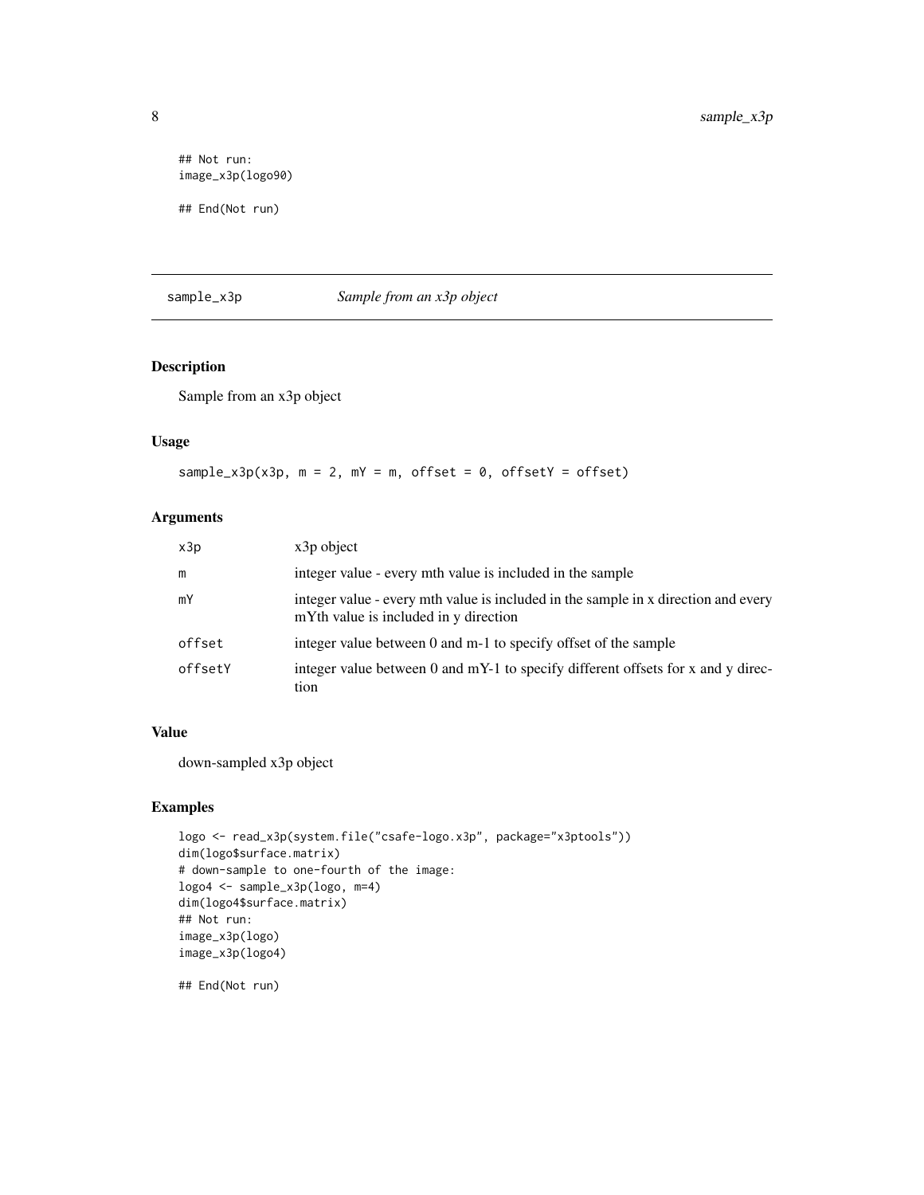```
## Not run:
image_x3p(logo90)

## End(Not run)
```

## sample_x3p — *Sample from an x3p object*

### Description

Sample from an x3p object

### Usage

```
sample_x3p(x3p, m = 2, mY = m, offset = 0, offsetY = offset)
```

### Arguments

| Argument | Description |
|---|---|
| x3p | x3p object |
| m | integer value - every mth value is included in the sample |
| mY | integer value - every mth value is included in the sample in x direction and every mYth value is included in y direction |
| offset | integer value between 0 and m-1 to specify offset of the sample |
| offsetY | integer value between 0 and mY-1 to specify different offsets for x and y direction |

### Value

down-sampled x3p object

### Examples

```
logo <- read_x3p(system.file("csafe-logo.x3p", package="x3ptools"))
dim(logo$surface.matrix)
# down-sample to one-fourth of the image:
logo4 <- sample_x3p(logo, m=4)
dim(logo4$surface.matrix)
## Not run:
image_x3p(logo)
image_x3p(logo4)

## End(Not run)
```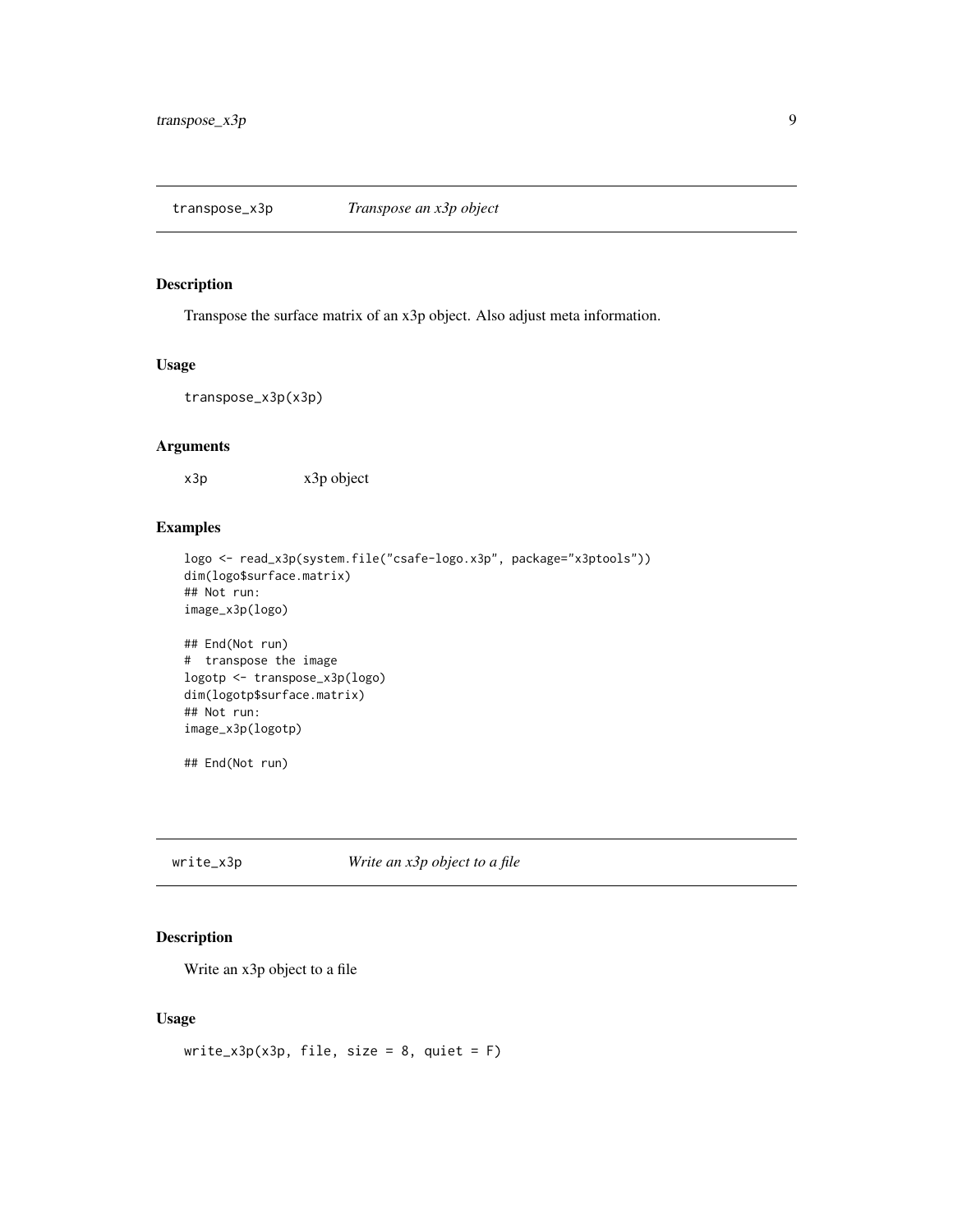## transpose_x3p — *Transpose an x3p object*

### Description

Transpose the surface matrix of an x3p object. Also adjust meta information.

### Usage

```
transpose_x3p(x3p)
```

### Arguments

| | |
|---|---|
| x3p | x3p object |

### Examples

```
logo <- read_x3p(system.file("csafe-logo.x3p", package="x3ptools"))
dim(logo$surface.matrix)
## Not run:
image_x3p(logo)

## End(Not run)
#  transpose the image
logotp <- transpose_x3p(logo)
dim(logotp$surface.matrix)
## Not run:
image_x3p(logotp)

## End(Not run)
```

## write_x3p — *Write an x3p object to a file*

### Description

Write an x3p object to a file

### Usage

```
write_x3p(x3p, file, size = 8, quiet = F)
```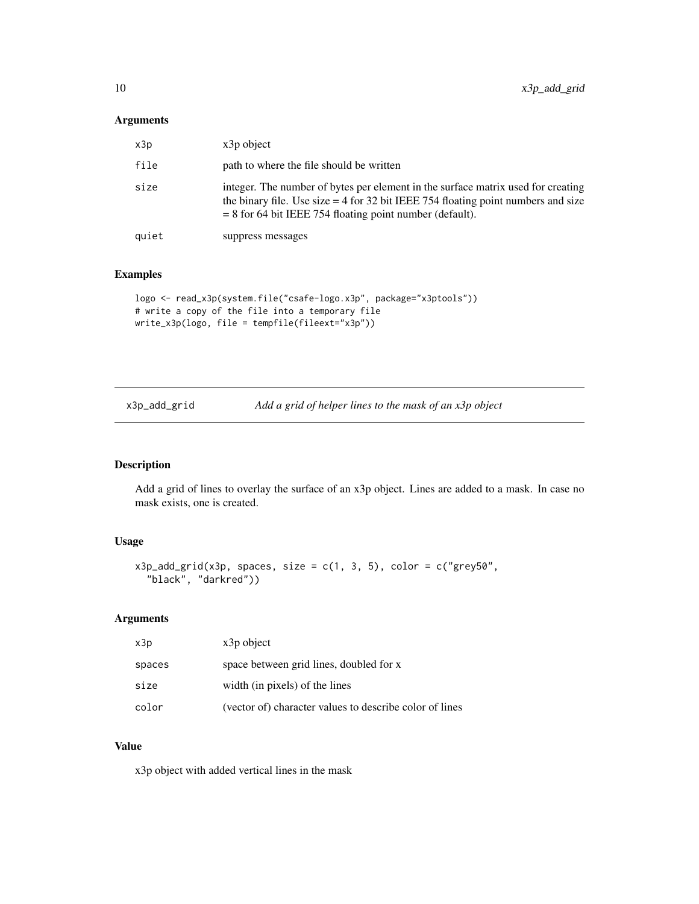## Arguments

| | |
|---|---|
| x3p | x3p object |
| file | path to where the file should be written |
| size | integer. The number of bytes per element in the surface matrix used for creating the binary file. Use size = 4 for 32 bit IEEE 754 floating point numbers and size = 8 for 64 bit IEEE 754 floating point number (default). |
| quiet | suppress messages |

## Examples

```
logo <- read_x3p(system.file("csafe-logo.x3p", package="x3ptools"))
# write a copy of the file into a temporary file
write_x3p(logo, file = tempfile(fileext="x3p"))
```

---

# x3p_add_grid — *Add a grid of helper lines to the mask of an x3p object*

---

## Description

Add a grid of lines to overlay the surface of an x3p object. Lines are added to a mask. In case no mask exists, one is created.

## Usage

```
x3p_add_grid(x3p, spaces, size = c(1, 3, 5), color = c("grey50",
  "black", "darkred"))
```

## Arguments

| | |
|---|---|
| x3p | x3p object |
| spaces | space between grid lines, doubled for x |
| size | width (in pixels) of the lines |
| color | (vector of) character values to describe color of lines |

## Value

x3p object with added vertical lines in the mask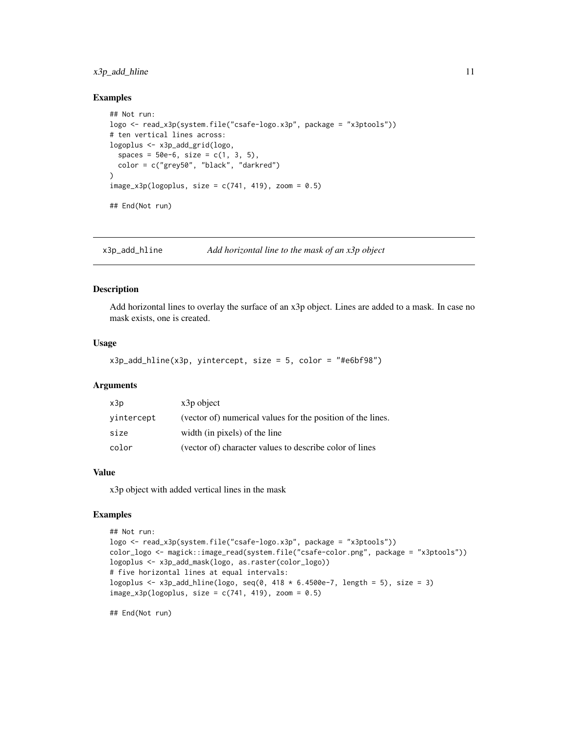### Examples

```
## Not run:
logo <- read_x3p(system.file("csafe-logo.x3p", package = "x3ptools"))
# ten vertical lines across:
logoplus <- x3p_add_grid(logo,
  spaces = 50e-6, size = c(1, 3, 5),
  color = c("grey50", "black", "darkred")
)
image_x3p(logoplus, size = c(741, 419), zoom = 0.5)

## End(Not run)
```

---

## x3p_add_hline    *Add horizontal line to the mask of an x3p object*

### Description

Add horizontal lines to overlay the surface of an x3p object. Lines are added to a mask. In case no mask exists, one is created.

### Usage

```
x3p_add_hline(x3p, yintercept, size = 5, color = "#e6bf98")
```

### Arguments

| | |
|---|---|
| x3p | x3p object |
| yintercept | (vector of) numerical values for the position of the lines. |
| size | width (in pixels) of the line |
| color | (vector of) character values to describe color of lines |

### Value

x3p object with added vertical lines in the mask

### Examples

```
## Not run:
logo <- read_x3p(system.file("csafe-logo.x3p", package = "x3ptools"))
color_logo <- magick::image_read(system.file("csafe-color.png", package = "x3ptools"))
logoplus <- x3p_add_mask(logo, as.raster(color_logo))
# five horizontal lines at equal intervals:
logoplus <- x3p_add_hline(logo, seq(0, 418 * 6.4500e-7, length = 5), size = 3)
image_x3p(logoplus, size = c(741, 419), zoom = 0.5)

## End(Not run)
```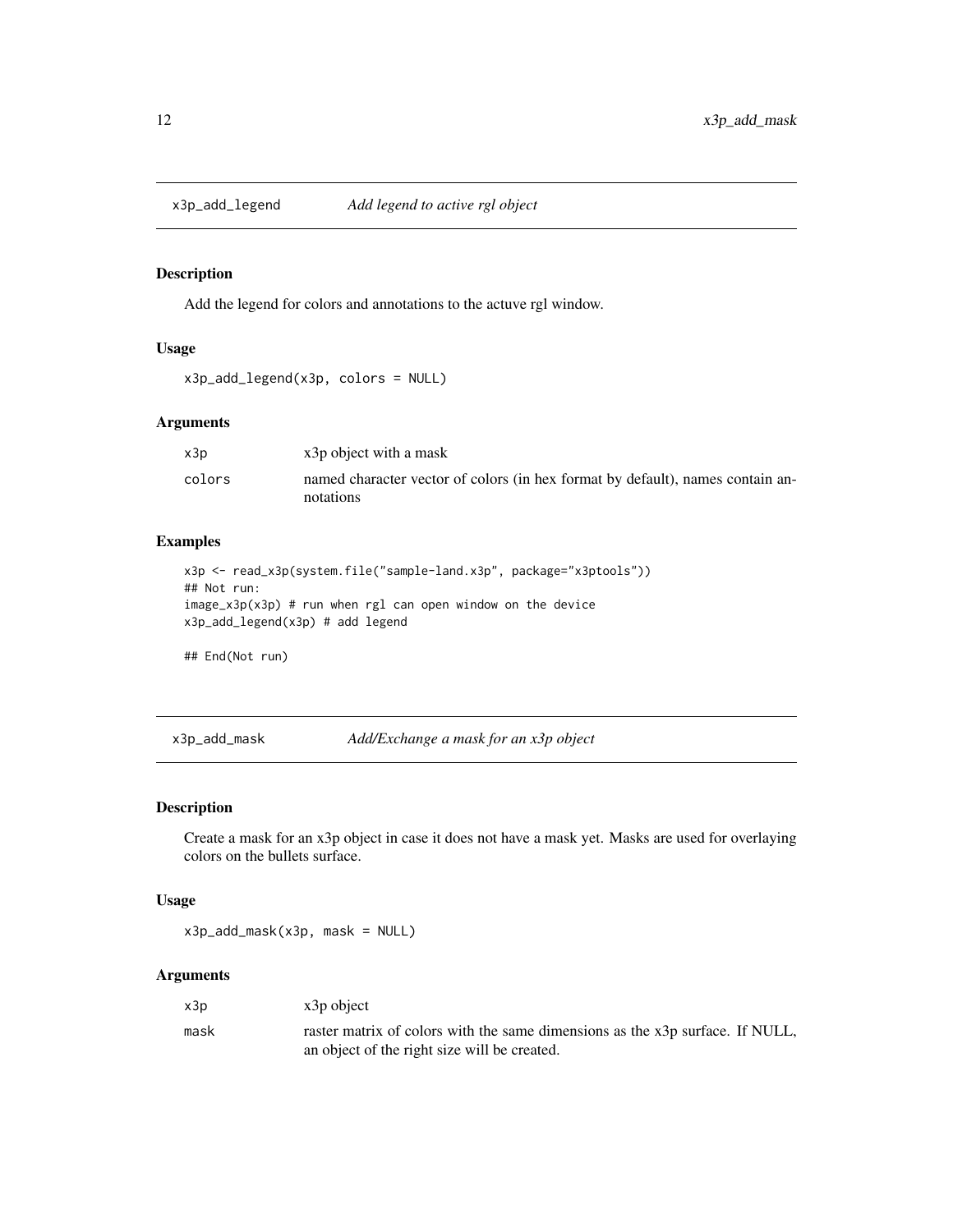## x3p_add_legend *Add legend to active rgl object*

### Description

Add the legend for colors and annotations to the actuve rgl window.

### Usage

```
x3p_add_legend(x3p, colors = NULL)
```

### Arguments

| | |
|---|---|
| x3p | x3p object with a mask |
| colors | named character vector of colors (in hex format by default), names contain annotations |

### Examples

```
x3p <- read_x3p(system.file("sample-land.x3p", package="x3ptools"))
## Not run:
image_x3p(x3p) # run when rgl can open window on the device
x3p_add_legend(x3p) # add legend

## End(Not run)
```

## x3p_add_mask *Add/Exchange a mask for an x3p object*

### Description

Create a mask for an x3p object in case it does not have a mask yet. Masks are used for overlaying colors on the bullets surface.

### Usage

```
x3p_add_mask(x3p, mask = NULL)
```

### Arguments

| | |
|---|---|
| x3p | x3p object |
| mask | raster matrix of colors with the same dimensions as the x3p surface. If NULL, an object of the right size will be created. |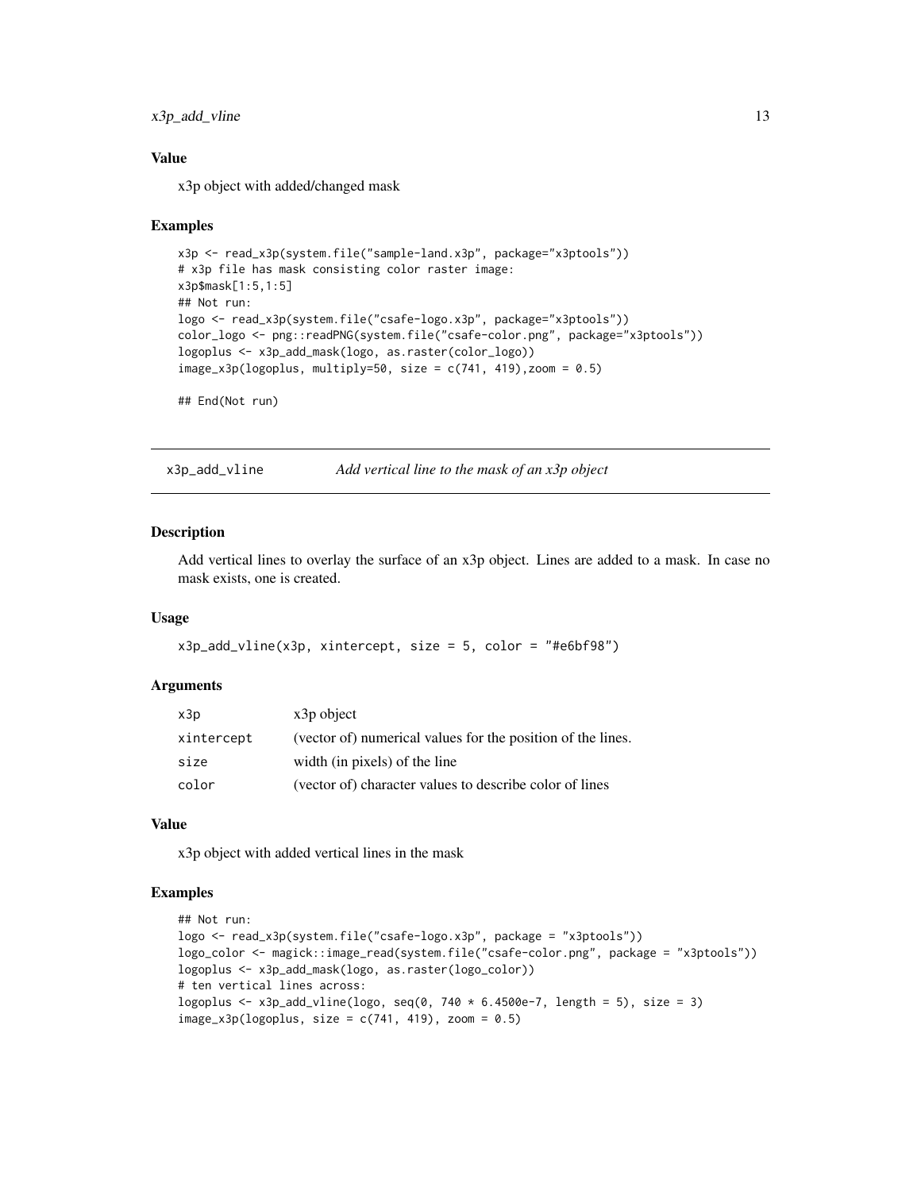### Value

x3p object with added/changed mask

### Examples

```
x3p <- read_x3p(system.file("sample-land.x3p", package="x3ptools"))
# x3p file has mask consisting color raster image:
x3p$mask[1:5,1:5]
## Not run:
logo <- read_x3p(system.file("csafe-logo.x3p", package="x3ptools"))
color_logo <- png::readPNG(system.file("csafe-color.png", package="x3ptools"))
logoplus <- x3p_add_mask(logo, as.raster(color_logo))
image_x3p(logoplus, multiply=50, size = c(741, 419),zoom = 0.5)

## End(Not run)
```

---

## x3p_add_vline — *Add vertical line to the mask of an x3p object*

---

### Description

Add vertical lines to overlay the surface of an x3p object. Lines are added to a mask. In case no mask exists, one is created.

### Usage

```
x3p_add_vline(x3p, xintercept, size = 5, color = "#e6bf98")
```

### Arguments

| | |
|---|---|
| x3p | x3p object |
| xintercept | (vector of) numerical values for the position of the lines. |
| size | width (in pixels) of the line |
| color | (vector of) character values to describe color of lines |

### Value

x3p object with added vertical lines in the mask

### Examples

```
## Not run:
logo <- read_x3p(system.file("csafe-logo.x3p", package = "x3ptools"))
logo_color <- magick::image_read(system.file("csafe-color.png", package = "x3ptools"))
logoplus <- x3p_add_mask(logo, as.raster(logo_color))
# ten vertical lines across:
logoplus <- x3p_add_vline(logo, seq(0, 740 * 6.4500e-7, length = 5), size = 3)
image_x3p(logoplus, size = c(741, 419), zoom = 0.5)
```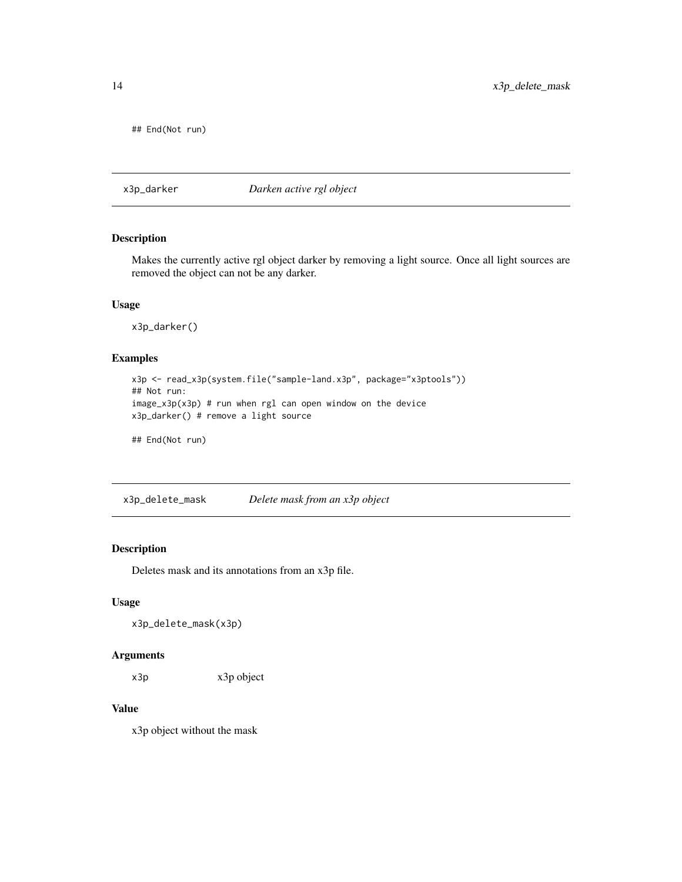```
## End(Not run)
```

## x3p_darker *Darken active rgl object*

### Description

Makes the currently active rgl object darker by removing a light source. Once all light sources are removed the object can not be any darker.

### Usage

```
x3p_darker()
```

### Examples

```
x3p <- read_x3p(system.file("sample-land.x3p", package="x3ptools"))
## Not run:
image_x3p(x3p) # run when rgl can open window on the device
x3p_darker() # remove a light source

## End(Not run)
```

## x3p_delete_mask *Delete mask from an x3p object*

### Description

Deletes mask and its annotations from an x3p file.

### Usage

```
x3p_delete_mask(x3p)
```

### Arguments

| | |
|---|---|
| x3p | x3p object |

### Value

x3p object without the mask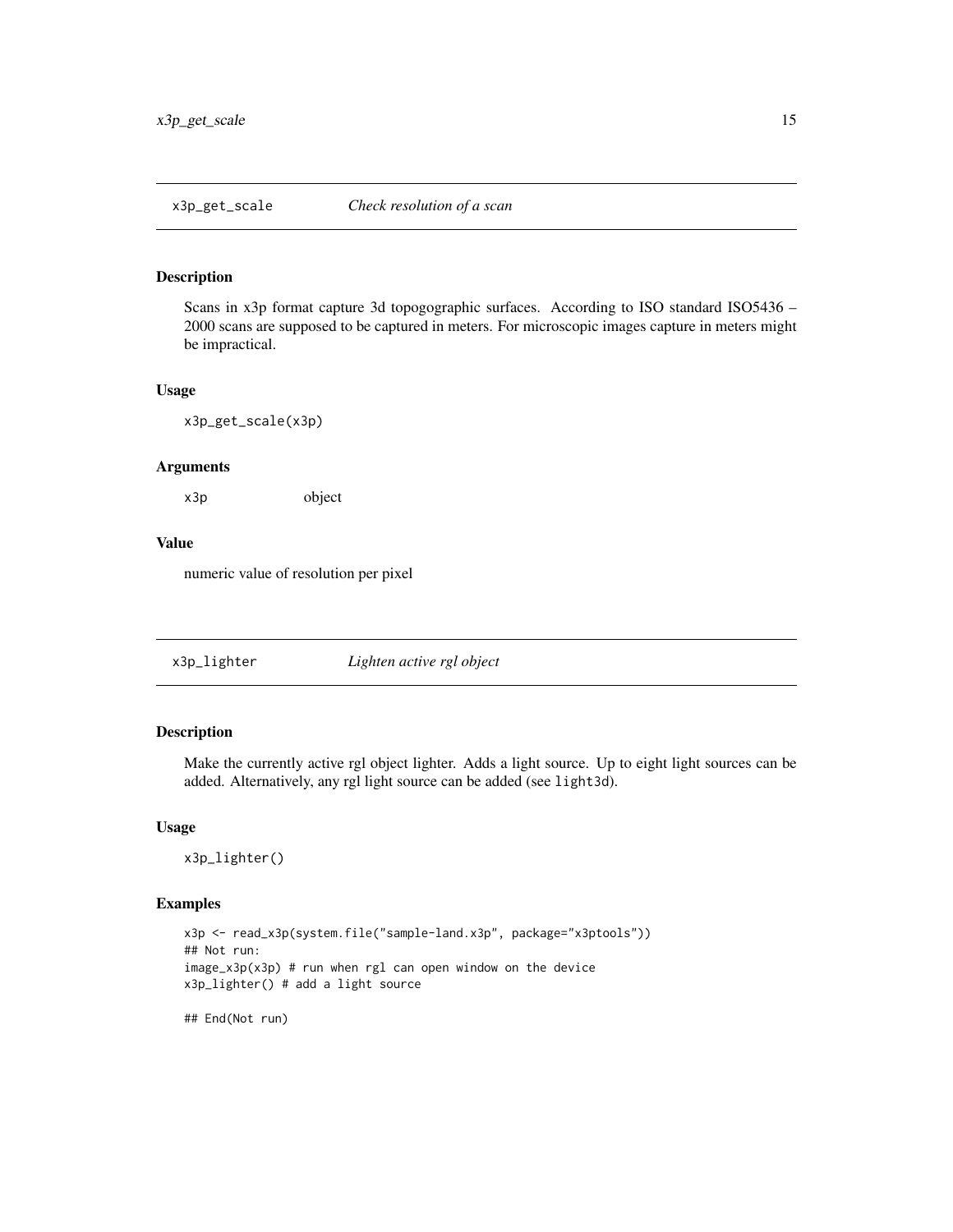## x3p_get_scale — *Check resolution of a scan*

### Description

Scans in x3p format capture 3d topogographic surfaces. According to ISO standard ISO5436 – 2000 scans are supposed to be captured in meters. For microscopic images capture in meters might be impractical.

### Usage

```
x3p_get_scale(x3p)
```

### Arguments

| | |
|---|---|
| x3p | object |

### Value

numeric value of resolution per pixel

## x3p_lighter — *Lighten active rgl object*

### Description

Make the currently active rgl object lighter. Adds a light source. Up to eight light sources can be added. Alternatively, any rgl light source can be added (see `light3d`).

### Usage

```
x3p_lighter()
```

### Examples

```
x3p <- read_x3p(system.file("sample-land.x3p", package="x3ptools"))
## Not run:
image_x3p(x3p) # run when rgl can open window on the device
x3p_lighter() # add a light source

## End(Not run)
```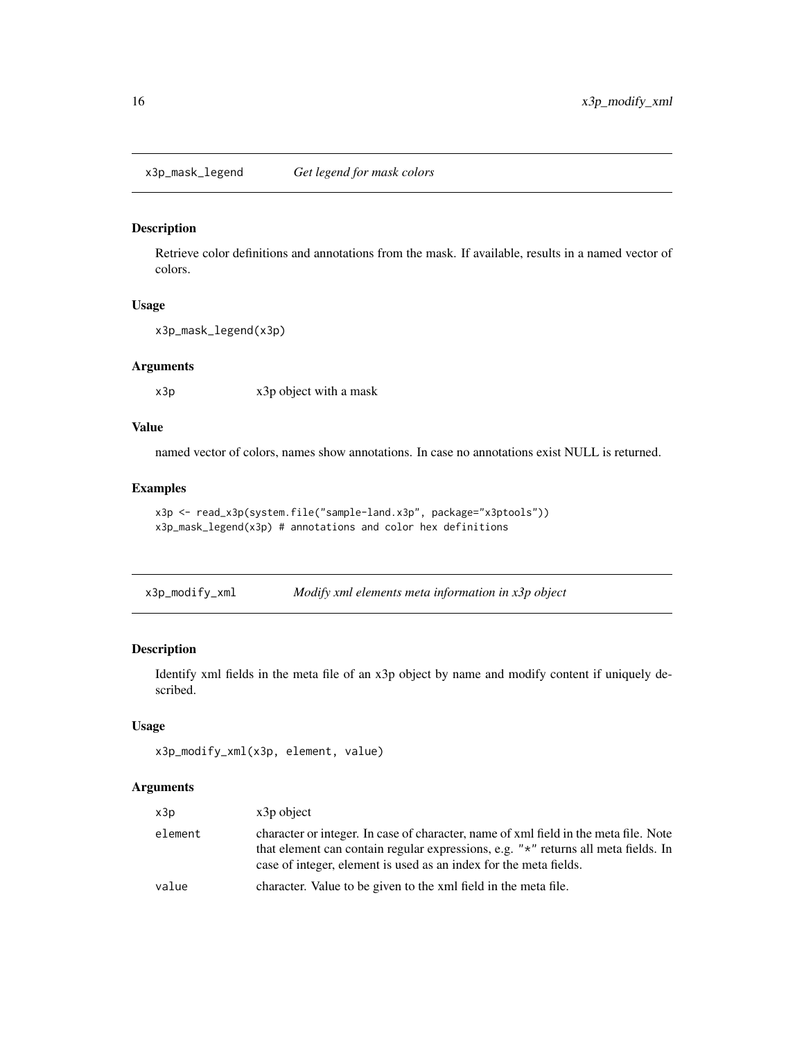## x3p_mask_legend — *Get legend for mask colors*

### Description

Retrieve color definitions and annotations from the mask. If available, results in a named vector of colors.

### Usage

```
x3p_mask_legend(x3p)
```

### Arguments

| | |
|---|---|
| x3p | x3p object with a mask |

### Value

named vector of colors, names show annotations. In case no annotations exist NULL is returned.

### Examples

```
x3p <- read_x3p(system.file("sample-land.x3p", package="x3ptools"))
x3p_mask_legend(x3p) # annotations and color hex definitions
```

## x3p_modify_xml — *Modify xml elements meta information in x3p object*

### Description

Identify xml fields in the meta file of an x3p object by name and modify content if uniquely described.

### Usage

```
x3p_modify_xml(x3p, element, value)
```

### Arguments

| | |
|---|---|
| x3p | x3p object |
| element | character or integer. In case of character, name of xml field in the meta file. Note that element can contain regular expressions, e.g. "*" returns all meta fields. In case of integer, element is used as an index for the meta fields. |
| value | character. Value to be given to the xml field in the meta file. |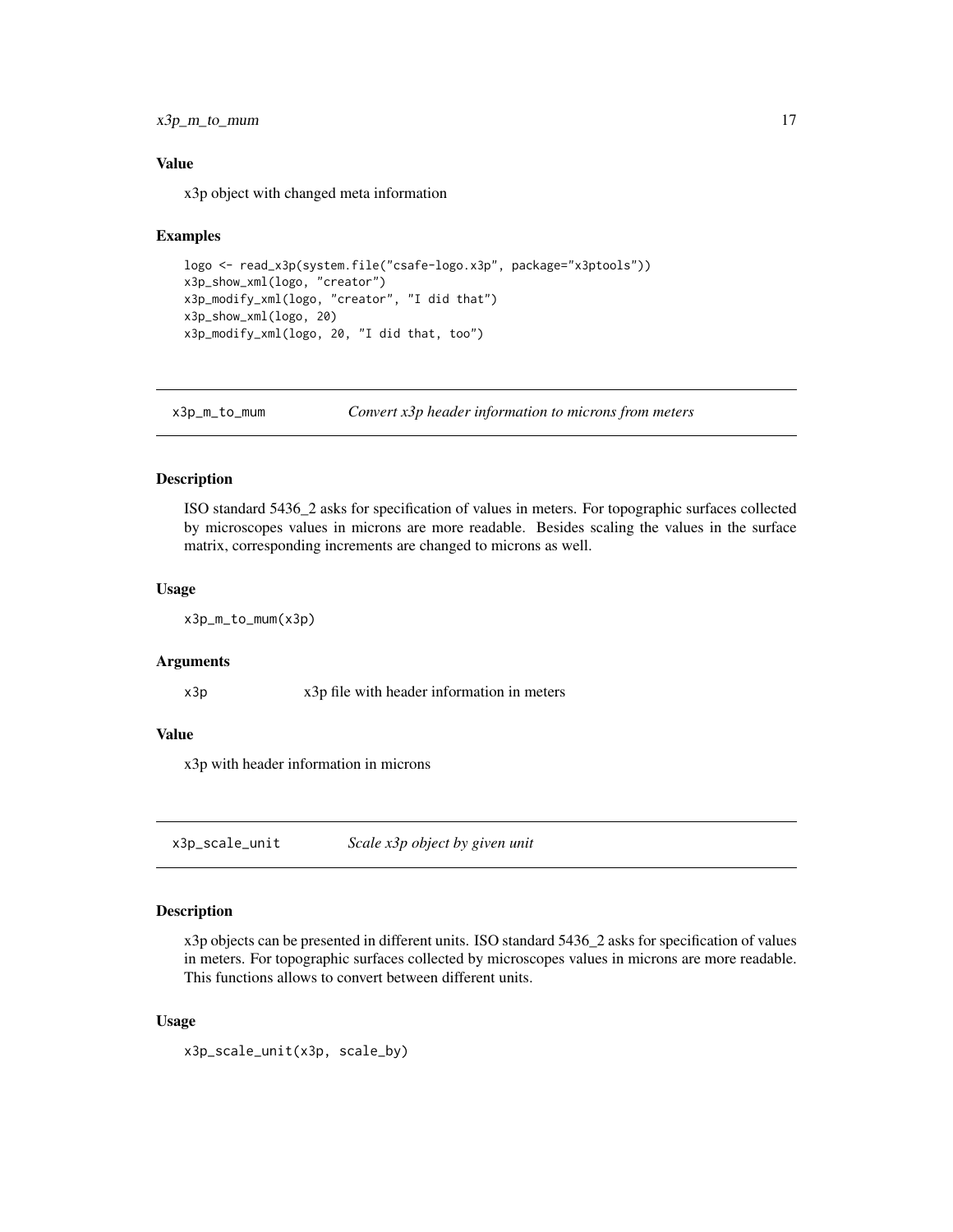### Value

x3p object with changed meta information

### Examples

```
logo <- read_x3p(system.file("csafe-logo.x3p", package="x3ptools"))
x3p_show_xml(logo, "creator")
x3p_modify_xml(logo, "creator", "I did that")
x3p_show_xml(logo, 20)
x3p_modify_xml(logo, 20, "I did that, too")
```

---

## x3p_m_to_mum — *Convert x3p header information to microns from meters*

### Description

ISO standard 5436_2 asks for specification of values in meters. For topographic surfaces collected by microscopes values in microns are more readable. Besides scaling the values in the surface matrix, corresponding increments are changed to microns as well.

### Usage

```
x3p_m_to_mum(x3p)
```

### Arguments

| | |
|---|---|
| x3p | x3p file with header information in meters |

### Value

x3p with header information in microns

---

## x3p_scale_unit — *Scale x3p object by given unit*

### Description

x3p objects can be presented in different units. ISO standard 5436_2 asks for specification of values in meters. For topographic surfaces collected by microscopes values in microns are more readable. This functions allows to convert between different units.

### Usage

```
x3p_scale_unit(x3p, scale_by)
```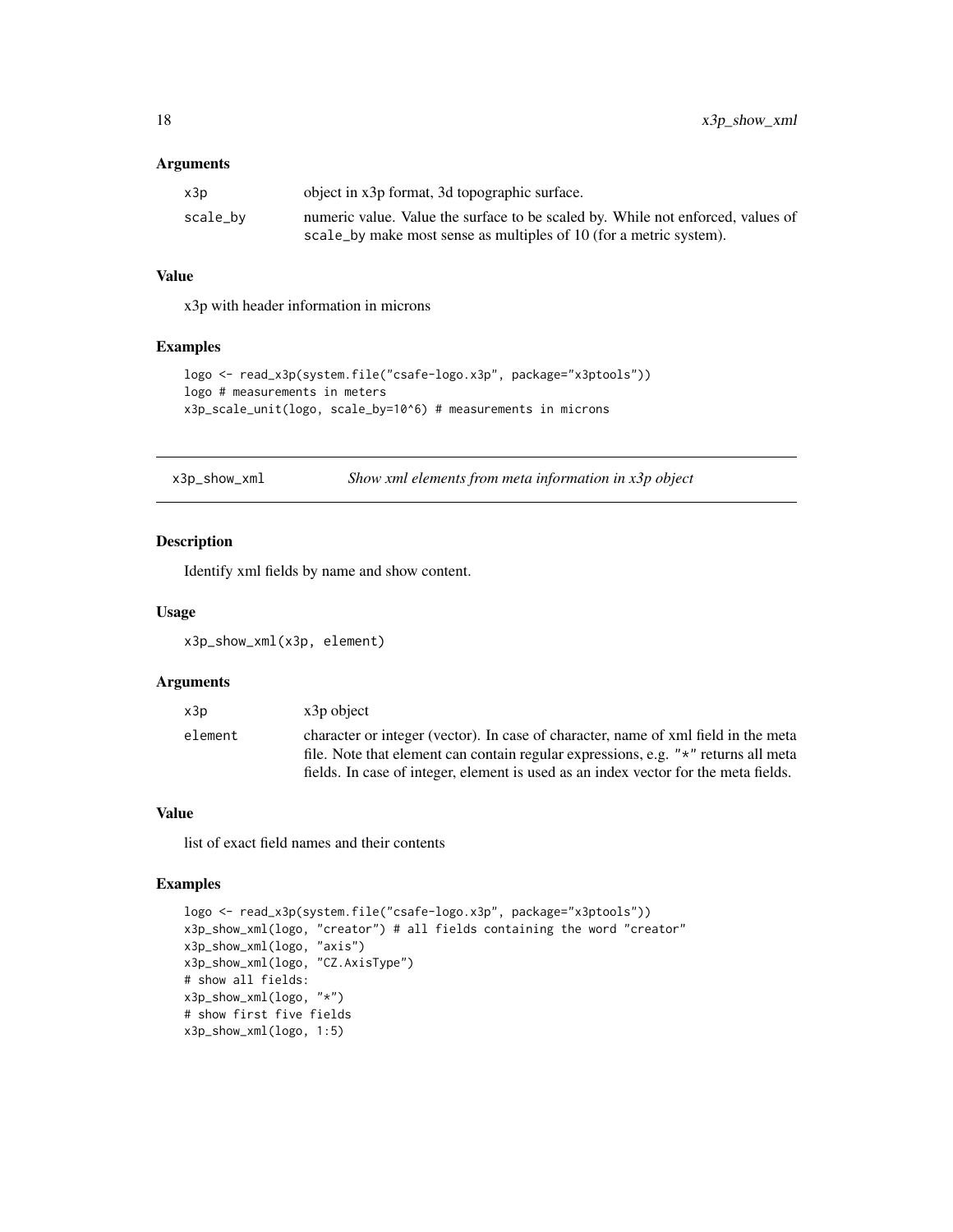### Arguments

| | |
|---|---|
| x3p | object in x3p format, 3d topographic surface. |
| scale_by | numeric value. Value the surface to be scaled by. While not enforced, values of scale_by make most sense as multiples of 10 (for a metric system). |

### Value

x3p with header information in microns

### Examples

```
logo <- read_x3p(system.file("csafe-logo.x3p", package="x3ptools"))
logo # measurements in meters
x3p_scale_unit(logo, scale_by=10^6) # measurements in microns
```

---

## x3p_show_xml — *Show xml elements from meta information in x3p object*

### Description

Identify xml fields by name and show content.

### Usage

```
x3p_show_xml(x3p, element)
```

### Arguments

| | |
|---|---|
| x3p | x3p object |
| element | character or integer (vector). In case of character, name of xml field in the meta file. Note that element can contain regular expressions, e.g. "*" returns all meta fields. In case of integer, element is used as an index vector for the meta fields. |

### Value

list of exact field names and their contents

### Examples

```
logo <- read_x3p(system.file("csafe-logo.x3p", package="x3ptools"))
x3p_show_xml(logo, "creator") # all fields containing the word "creator"
x3p_show_xml(logo, "axis")
x3p_show_xml(logo, "CZ.AxisType")
# show all fields:
x3p_show_xml(logo, "*")
# show first five fields
x3p_show_xml(logo, 1:5)
```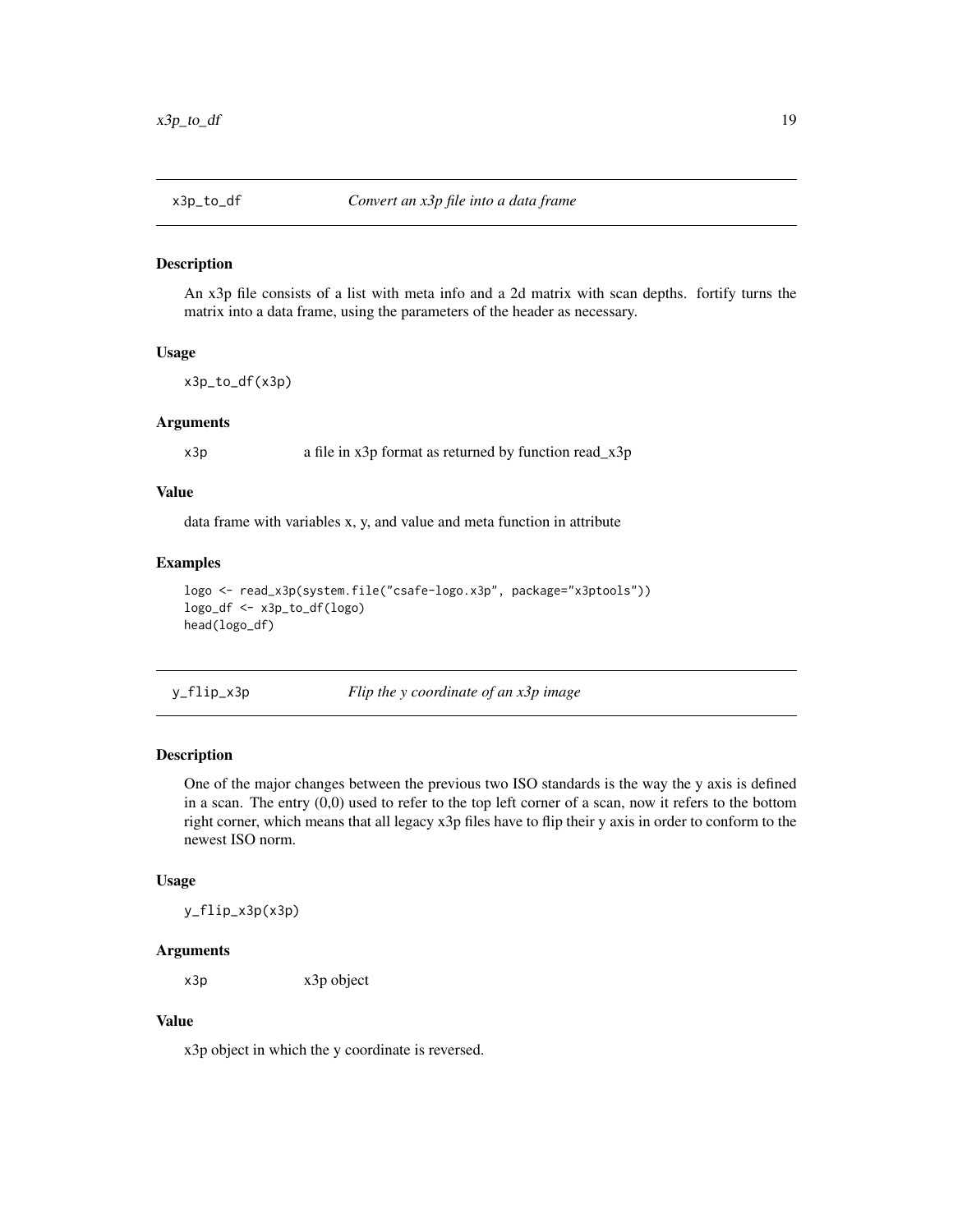## x3p_to_df    *Convert an x3p file into a data frame*

### Description

An x3p file consists of a list with meta info and a 2d matrix with scan depths. fortify turns the matrix into a data frame, using the parameters of the header as necessary.

### Usage

```
x3p_to_df(x3p)
```

### Arguments

| | |
|---|---|
| x3p | a file in x3p format as returned by function read_x3p |

### Value

data frame with variables x, y, and value and meta function in attribute

### Examples

```
logo <- read_x3p(system.file("csafe-logo.x3p", package="x3ptools"))
logo_df <- x3p_to_df(logo)
head(logo_df)
```

## y_flip_x3p    *Flip the y coordinate of an x3p image*

### Description

One of the major changes between the previous two ISO standards is the way the y axis is defined in a scan. The entry (0,0) used to refer to the top left corner of a scan, now it refers to the bottom right corner, which means that all legacy x3p files have to flip their y axis in order to conform to the newest ISO norm.

### Usage

```
y_flip_x3p(x3p)
```

### Arguments

| | |
|---|---|
| x3p | x3p object |

### Value

x3p object in which the y coordinate is reversed.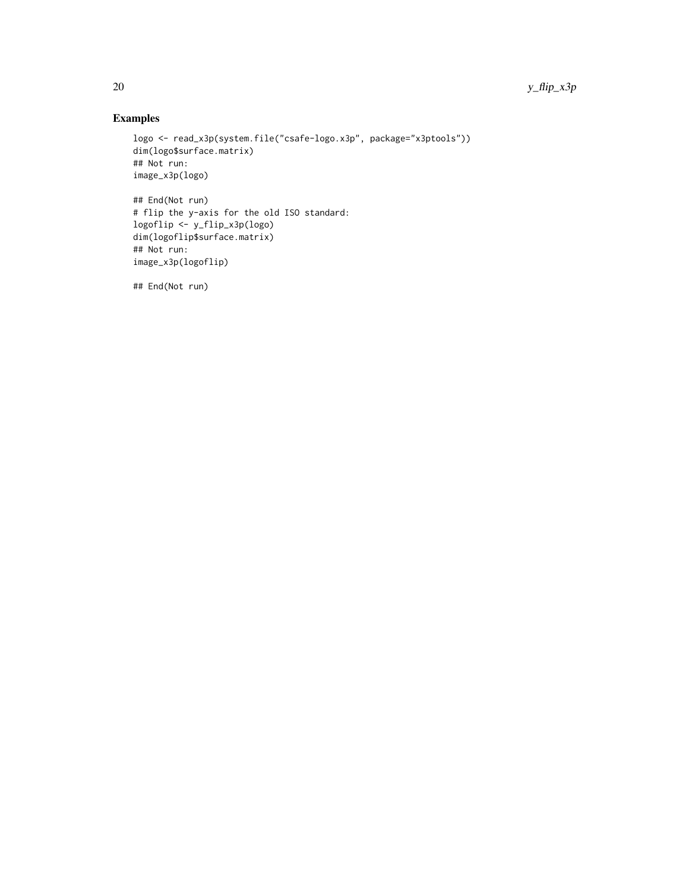### Examples

```
logo <- read_x3p(system.file("csafe-logo.x3p", package="x3ptools"))
dim(logo$surface.matrix)
## Not run:
image_x3p(logo)

## End(Not run)
# flip the y-axis for the old ISO standard:
logoflip <- y_flip_x3p(logo)
dim(logoflip$surface.matrix)
## Not run:
image_x3p(logoflip)

## End(Not run)
```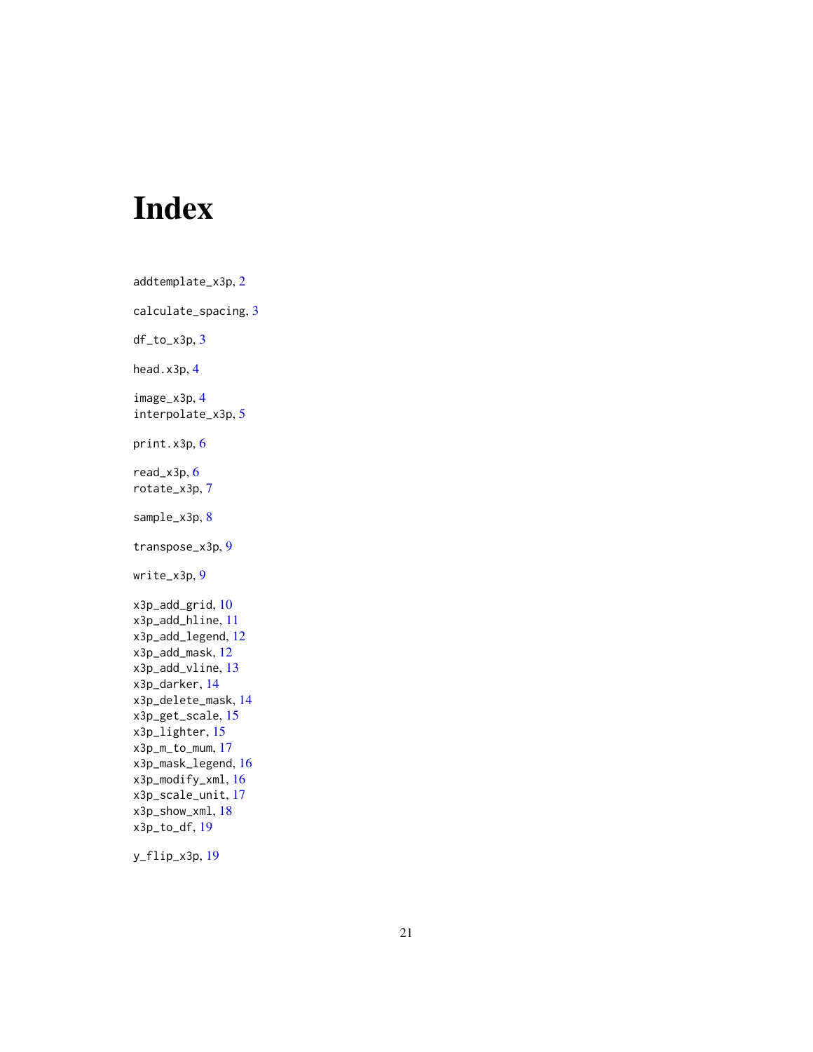# Index

addtemplate_x3p, 2

calculate_spacing, 3

df_to_x3p, 3

head.x3p, 4

image_x3p, 4
interpolate_x3p, 5

print.x3p, 6

read_x3p, 6
rotate_x3p, 7

sample_x3p, 8

transpose_x3p, 9

write_x3p, 9

x3p_add_grid, 10
x3p_add_hline, 11
x3p_add_legend, 12
x3p_add_mask, 12
x3p_add_vline, 13
x3p_darker, 14
x3p_delete_mask, 14
x3p_get_scale, 15
x3p_lighter, 15
x3p_m_to_mum, 17
x3p_mask_legend, 16
x3p_modify_xml, 16
x3p_scale_unit, 17
x3p_show_xml, 18
x3p_to_df, 19

y_flip_x3p, 19